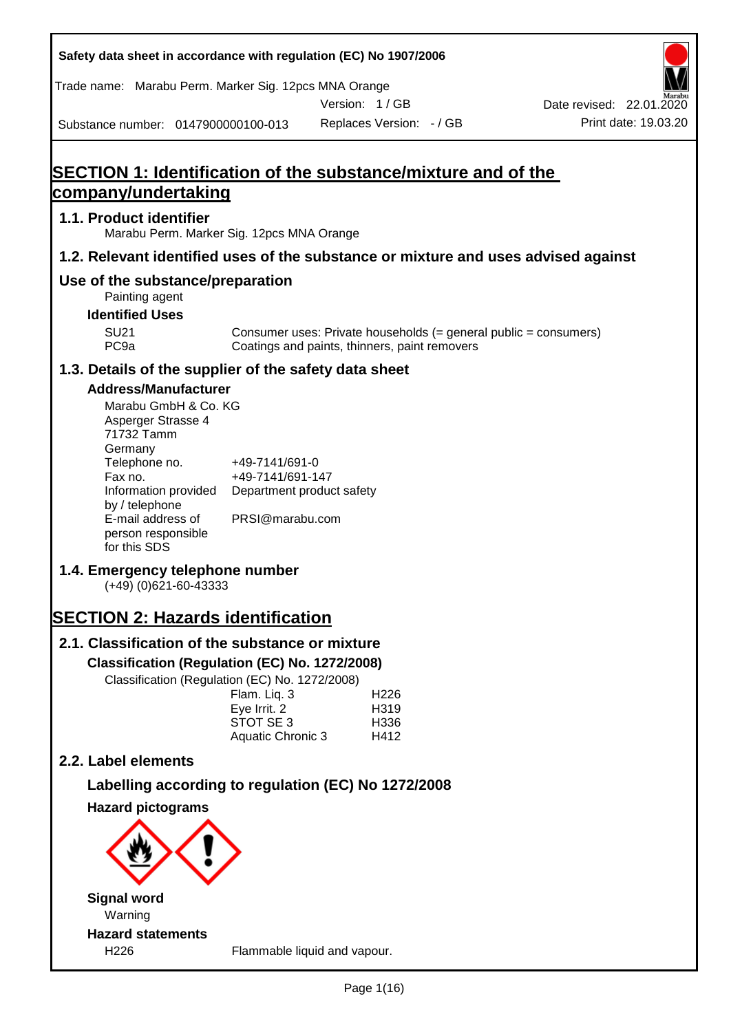# SECTION 1: Identification of the substance/mixture and of the company/undertaking

## 1.1. Product identifier

Marabu Perm. Marker Sig. 12pcs MNA Orange

## 1.2. Relevant identified uses of the substance or mixture and uses advised against

### Use of the substance/preparation

Painting agent

**Identified Uses**

| | |
|---|---|
| SU21 | Consumer uses: Private households (= general public = consumers) |
| PC9a | Coatings and paints, thinners, paint removers |

## 1.3. Details of the supplier of the safety data sheet

**Address/Manufacturer**

Marabu GmbH & Co. KG
Asperger Strasse 4
71732 Tamm
Germany

| | |
|---|---|
| Telephone no. | +49-7141/691-0 |
| Fax no. | +49-7141/691-147 |
| Information provided by / telephone | Department product safety |
| E-mail address of person responsible for this SDS | PRSI@marabu.com |

## 1.4. Emergency telephone number

(+49) (0)621-60-43333

# SECTION 2: Hazards identification

## 2.1. Classification of the substance or mixture

**Classification (Regulation (EC) No. 1272/2008)**

Classification (Regulation (EC) No. 1272/2008)

| | |
|---|---|
| Flam. Liq. 3 | H226 |
| Eye Irrit. 2 | H319 |
| STOT SE 3 | H336 |
| Aquatic Chronic 3 | H412 |

## 2.2. Label elements

### Labelling according to regulation (EC) No 1272/2008

**Hazard pictograms**

**Signal word**

Warning

**Hazard statements**

| | |
|---|---|
| H226 | Flammable liquid and vapour. |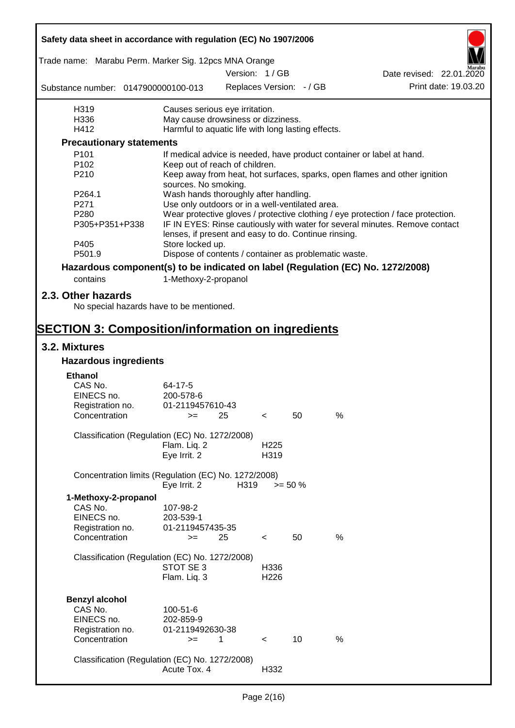| | |
|---|---|
| H319 | Causes serious eye irritation. |
| H336 | May cause drowsiness or dizziness. |
| H412 | Harmful to aquatic life with long lasting effects. |

**Precautionary statements**

| | |
|---|---|
| P101 | If medical advice is needed, have product container or label at hand. |
| P102 | Keep out of reach of children. |
| P210 | Keep away from heat, hot surfaces, sparks, open flames and other ignition sources. No smoking. |
| P264.1 | Wash hands thoroughly after handling. |
| P271 | Use only outdoors or in a well-ventilated area. |
| P280 | Wear protective gloves / protective clothing / eye protection / face protection. |
| P305+P351+P338 | IF IN EYES: Rinse cautiously with water for several minutes. Remove contact lenses, if present and easy to do. Continue rinsing. |
| P405 | Store locked up. |
| P501.9 | Dispose of contents / container as problematic waste. |

**Hazardous component(s) to be indicated on label (Regulation (EC) No. 1272/2008)**

contains 1-Methoxy-2-propanol

## 2.3. Other hazards

No special hazards have to be mentioned.

# SECTION 3: Composition/information on ingredients

## 3.2. Mixtures

### Hazardous ingredients

**Ethanol**

| | |
|---|---|
| CAS No. | 64-17-5 |
| EINECS no. | 200-578-6 |
| Registration no. | 01-2119457610-43 |
| Concentration | >= 25 < 50 % |

Classification (Regulation (EC) No. 1272/2008)

| | |
|---|---|
| Flam. Liq. 2 | H225 |
| Eye Irrit. 2 | H319 |

Concentration limits (Regulation (EC) No. 1272/2008)

| | | |
|---|---|---|
| Eye Irrit. 2 | H319 | >= 50 % |

**1-Methoxy-2-propanol**

| | |
|---|---|
| CAS No. | 107-98-2 |
| EINECS no. | 203-539-1 |
| Registration no. | 01-2119457435-35 |
| Concentration | >= 25 < 50 % |

Classification (Regulation (EC) No. 1272/2008)

| | |
|---|---|
| STOT SE 3 | H336 |
| Flam. Liq. 3 | H226 |

**Benzyl alcohol**

| | |
|---|---|
| CAS No. | 100-51-6 |
| EINECS no. | 202-859-9 |
| Registration no. | 01-2119492630-38 |
| Concentration | >= 1 < 10 % |

Classification (Regulation (EC) No. 1272/2008)

| | |
|---|---|
| Acute Tox. 4 | H332 |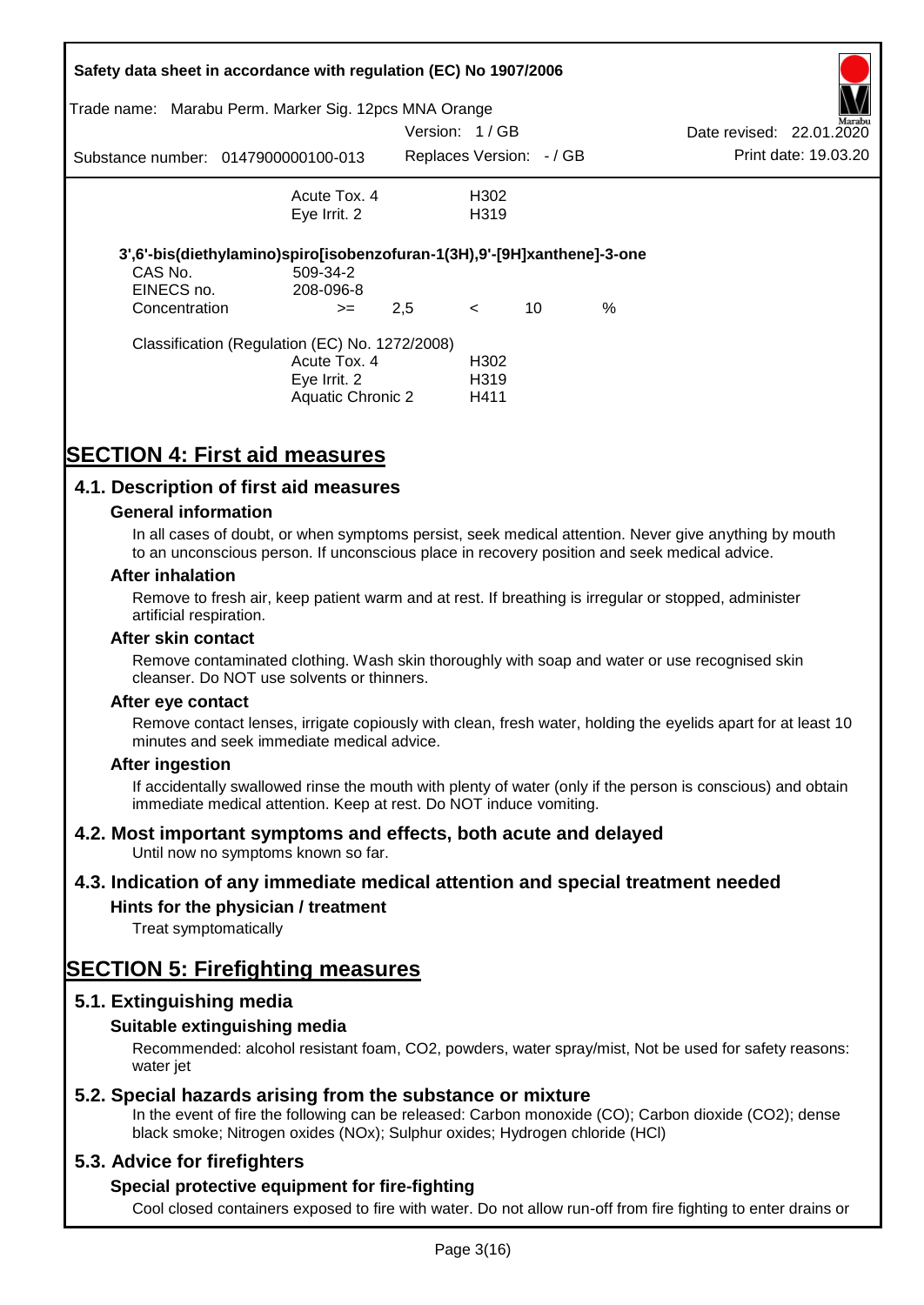| | | |
|---|---|---|
| | Acute Tox. 4 | H302 |
| | Eye Irrit. 2 | H319 |

**3',6'-bis(diethylamino)spiro[isobenzofuran-1(3H),9'-[9H]xanthene]-3-one**

| | | | | | |
|---|---|---|---|---|---|
| CAS No. | 509-34-2 | | | | |
| EINECS no. | 208-096-8 | | | | |
| Concentration | >= | 2,5 | < | 10 | % |

Classification (Regulation (EC) No. 1272/2008)

| | |
|---|---|
| Acute Tox. 4 | H302 |
| Eye Irrit. 2 | H319 |
| Aquatic Chronic 2 | H411 |

# SECTION 4: First aid measures

## 4.1. Description of first aid measures

### General information

In all cases of doubt, or when symptoms persist, seek medical attention. Never give anything by mouth to an unconscious person. If unconscious place in recovery position and seek medical advice.

### After inhalation

Remove to fresh air, keep patient warm and at rest. If breathing is irregular or stopped, administer artificial respiration.

### After skin contact

Remove contaminated clothing. Wash skin thoroughly with soap and water or use recognised skin cleanser. Do NOT use solvents or thinners.

### After eye contact

Remove contact lenses, irrigate copiously with clean, fresh water, holding the eyelids apart for at least 10 minutes and seek immediate medical advice.

### After ingestion

If accidentally swallowed rinse the mouth with plenty of water (only if the person is conscious) and obtain immediate medical attention. Keep at rest. Do NOT induce vomiting.

## 4.2. Most important symptoms and effects, both acute and delayed

Until now no symptoms known so far.

## 4.3. Indication of any immediate medical attention and special treatment needed

### Hints for the physician / treatment

Treat symptomatically

# SECTION 5: Firefighting measures

## 5.1. Extinguishing media

### Suitable extinguishing media

Recommended: alcohol resistant foam, $CO_2$, powders, water spray/mist, Not be used for safety reasons: water jet

## 5.2. Special hazards arising from the substance or mixture

In the event of fire the following can be released: Carbon monoxide (CO); Carbon dioxide ($CO_2$); dense black smoke; Nitrogen oxides ($NO_x$); Sulphur oxides; Hydrogen chloride (HCl)

## 5.3. Advice for firefighters

### Special protective equipment for fire-fighting

Cool closed containers exposed to fire with water. Do not allow run-off from fire fighting to enter drains or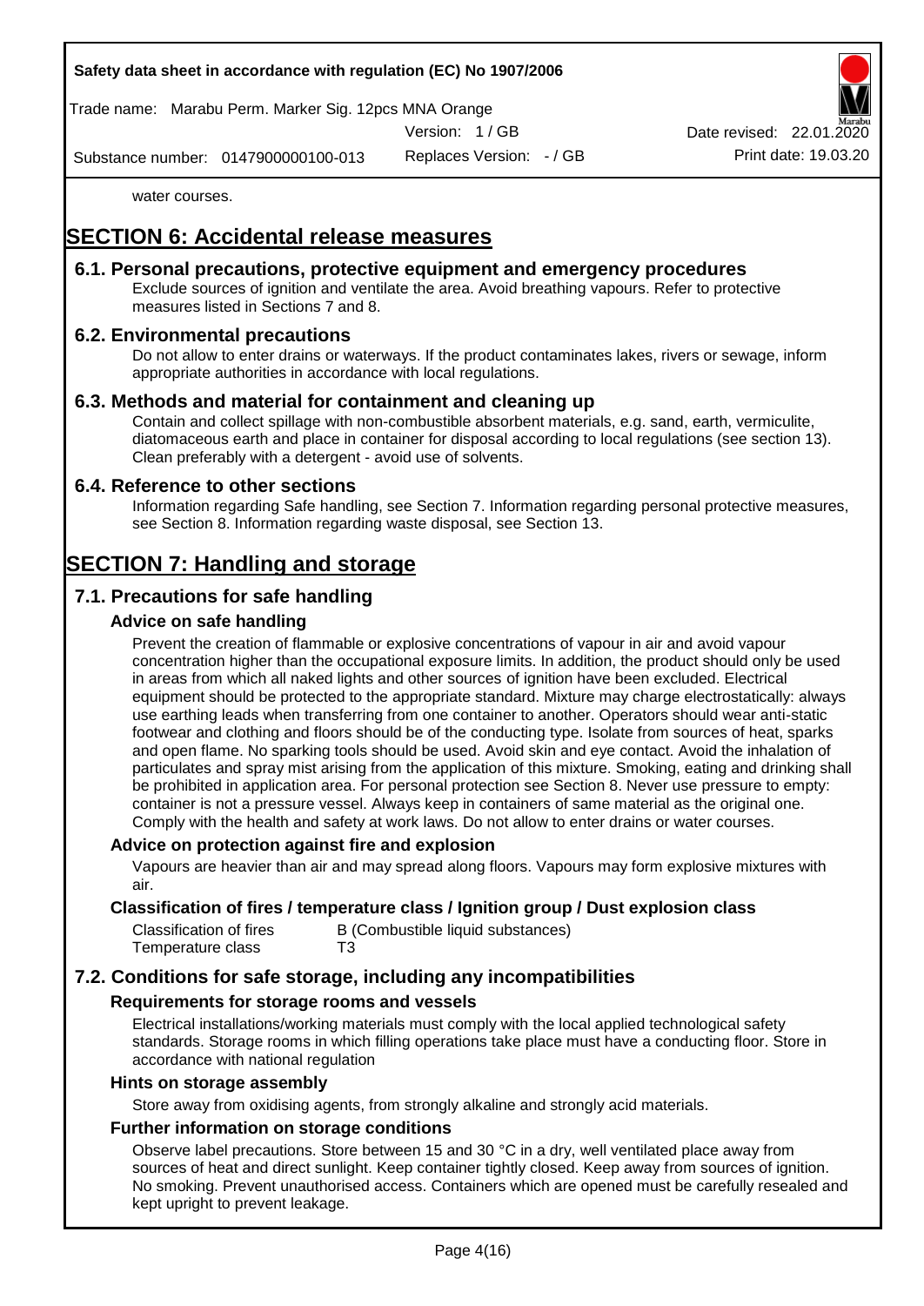water courses.

# SECTION 6: Accidental release measures

## 6.1. Personal precautions, protective equipment and emergency procedures

Exclude sources of ignition and ventilate the area. Avoid breathing vapours. Refer to protective measures listed in Sections 7 and 8.

## 6.2. Environmental precautions

Do not allow to enter drains or waterways. If the product contaminates lakes, rivers or sewage, inform appropriate authorities in accordance with local regulations.

## 6.3. Methods and material for containment and cleaning up

Contain and collect spillage with non-combustible absorbent materials, e.g. sand, earth, vermiculite, diatomaceous earth and place in container for disposal according to local regulations (see section 13). Clean preferably with a detergent - avoid use of solvents.

## 6.4. Reference to other sections

Information regarding Safe handling, see Section 7. Information regarding personal protective measures, see Section 8. Information regarding waste disposal, see Section 13.

# SECTION 7: Handling and storage

## 7.1. Precautions for safe handling

### Advice on safe handling

Prevent the creation of flammable or explosive concentrations of vapour in air and avoid vapour concentration higher than the occupational exposure limits. In addition, the product should only be used in areas from which all naked lights and other sources of ignition have been excluded. Electrical equipment should be protected to the appropriate standard. Mixture may charge electrostatically: always use earthing leads when transferring from one container to another. Operators should wear anti-static footwear and clothing and floors should be of the conducting type. Isolate from sources of heat, sparks and open flame. No sparking tools should be used. Avoid skin and eye contact. Avoid the inhalation of particulates and spray mist arising from the application of this mixture. Smoking, eating and drinking shall be prohibited in application area. For personal protection see Section 8. Never use pressure to empty: container is not a pressure vessel. Always keep in containers of same material as the original one. Comply with the health and safety at work laws. Do not allow to enter drains or water courses.

### Advice on protection against fire and explosion

Vapours are heavier than air and may spread along floors. Vapours may form explosive mixtures with air.

### Classification of fires / temperature class / Ignition group / Dust explosion class

| | |
|---|---|
| Classification of fires | B (Combustible liquid substances) |
| Temperature class | T3 |

## 7.2. Conditions for safe storage, including any incompatibilities

### Requirements for storage rooms and vessels

Electrical installations/working materials must comply with the local applied technological safety standards. Storage rooms in which filling operations take place must have a conducting floor. Store in accordance with national regulation

### Hints on storage assembly

Store away from oxidising agents, from strongly alkaline and strongly acid materials.

### Further information on storage conditions

Observe label precautions. Store between 15 and 30 °C in a dry, well ventilated place away from sources of heat and direct sunlight. Keep container tightly closed. Keep away from sources of ignition. No smoking. Prevent unauthorised access. Containers which are opened must be carefully resealed and kept upright to prevent leakage.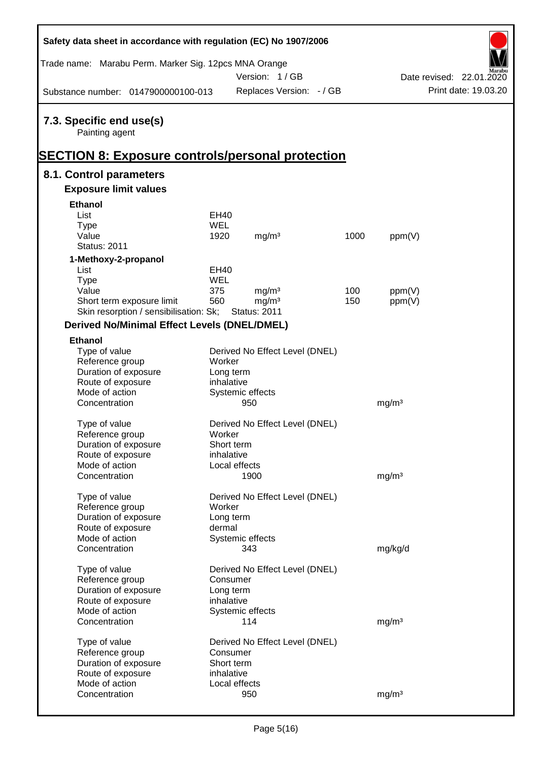## 7.3. Specific end use(s)

Painting agent

# SECTION 8: Exposure controls/personal protection

## 8.1. Control parameters

### Exposure limit values

**Ethanol**

| | | | | |
|---|---|---|---|---|
| List | EH40 | | | |
| Type | WEL | | | |
| Value | 1920 | mg/m³ | 1000 | ppm(V) |
| Status: 2011 | | | | |

**1-Methoxy-2-propanol**

| | | | | |
|---|---|---|---|---|
| List | EH40 | | | |
| Type | WEL | | | |
| Value | 375 | mg/m³ | 100 | ppm(V) |
| Short term exposure limit | 560 | mg/m³ | 150 | ppm(V) |
| Skin resorption / sensibilisation: Sk; | Status: 2011 | | | |

### Derived No/Minimal Effect Levels (DNEL/DMEL)

**Ethanol**

| | | |
|---|---|---|
| Type of value | Derived No Effect Level (DNEL) | |
| Reference group | Worker | |
| Duration of exposure | Long term | |
| Route of exposure | inhalative | |
| Mode of action | Systemic effects | |
| Concentration | 950 | mg/m³ |

| | | |
|---|---|---|
| Type of value | Derived No Effect Level (DNEL) | |
| Reference group | Worker | |
| Duration of exposure | Short term | |
| Route of exposure | inhalative | |
| Mode of action | Local effects | |
| Concentration | 1900 | mg/m³ |

| | | |
|---|---|---|
| Type of value | Derived No Effect Level (DNEL) | |
| Reference group | Worker | |
| Duration of exposure | Long term | |
| Route of exposure | dermal | |
| Mode of action | Systemic effects | |
| Concentration | 343 | mg/kg/d |

| | | |
|---|---|---|
| Type of value | Derived No Effect Level (DNEL) | |
| Reference group | Consumer | |
| Duration of exposure | Long term | |
| Route of exposure | inhalative | |
| Mode of action | Systemic effects | |
| Concentration | 114 | mg/m³ |

| | | |
|---|---|---|
| Type of value | Derived No Effect Level (DNEL) | |
| Reference group | Consumer | |
| Duration of exposure | Short term | |
| Route of exposure | inhalative | |
| Mode of action | Local effects | |
| Concentration | 950 | mg/m³ |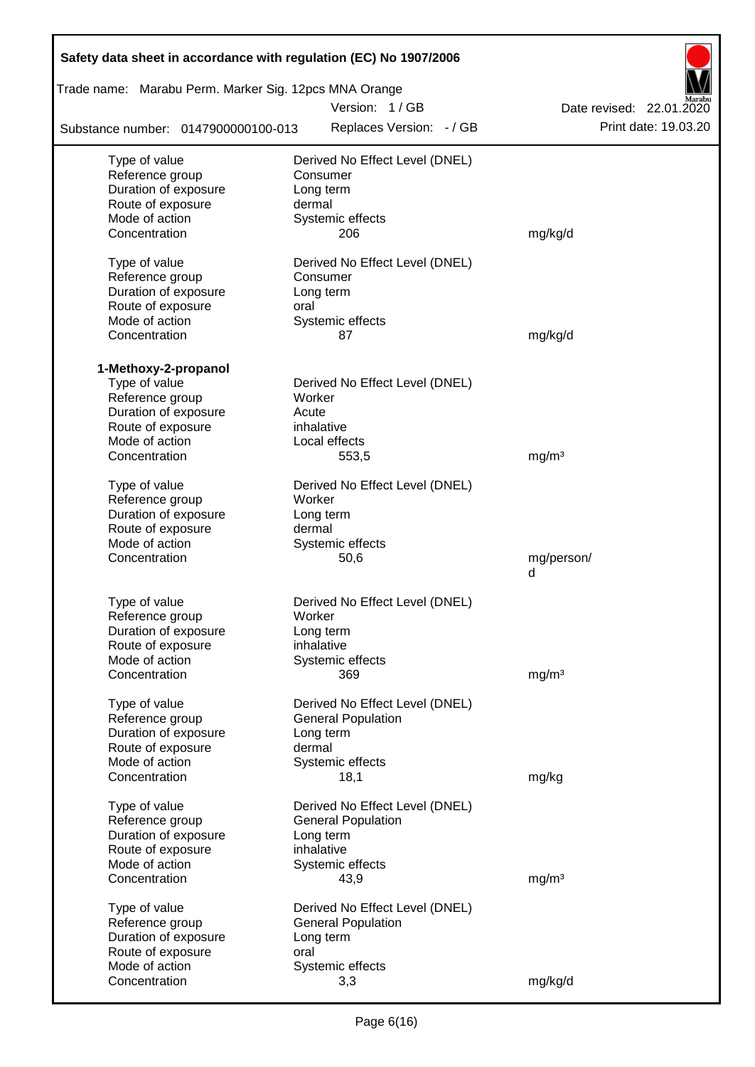| | | |
|---|---|---|
| Type of value | Derived No Effect Level (DNEL) | |
| Reference group | Consumer | |
| Duration of exposure | Long term | |
| Route of exposure | dermal | |
| Mode of action | Systemic effects | |
| Concentration | 206 | mg/kg/d |

| | | |
|---|---|---|
| Type of value | Derived No Effect Level (DNEL) | |
| Reference group | Consumer | |
| Duration of exposure | Long term | |
| Route of exposure | oral | |
| Mode of action | Systemic effects | |
| Concentration | 87 | mg/kg/d |

**1-Methoxy-2-propanol**

| | | |
|---|---|---|
| Type of value | Derived No Effect Level (DNEL) | |
| Reference group | Worker | |
| Duration of exposure | Acute | |
| Route of exposure | inhalative | |
| Mode of action | Local effects | |
| Concentration | 553,5 | mg/m³ |

| | | |
|---|---|---|
| Type of value | Derived No Effect Level (DNEL) | |
| Reference group | Worker | |
| Duration of exposure | Long term | |
| Route of exposure | dermal | |
| Mode of action | Systemic effects | |
| Concentration | 50,6 | mg/person/d |

| | | |
|---|---|---|
| Type of value | Derived No Effect Level (DNEL) | |
| Reference group | Worker | |
| Duration of exposure | Long term | |
| Route of exposure | inhalative | |
| Mode of action | Systemic effects | |
| Concentration | 369 | mg/m³ |

| | | |
|---|---|---|
| Type of value | Derived No Effect Level (DNEL) | |
| Reference group | General Population | |
| Duration of exposure | Long term | |
| Route of exposure | dermal | |
| Mode of action | Systemic effects | |
| Concentration | 18,1 | mg/kg |

| | | |
|---|---|---|
| Type of value | Derived No Effect Level (DNEL) | |
| Reference group | General Population | |
| Duration of exposure | Long term | |
| Route of exposure | inhalative | |
| Mode of action | Systemic effects | |
| Concentration | 43,9 | mg/m³ |

| | | |
|---|---|---|
| Type of value | Derived No Effect Level (DNEL) | |
| Reference group | General Population | |
| Duration of exposure | Long term | |
| Route of exposure | oral | |
| Mode of action | Systemic effects | |
| Concentration | 3,3 | mg/kg/d |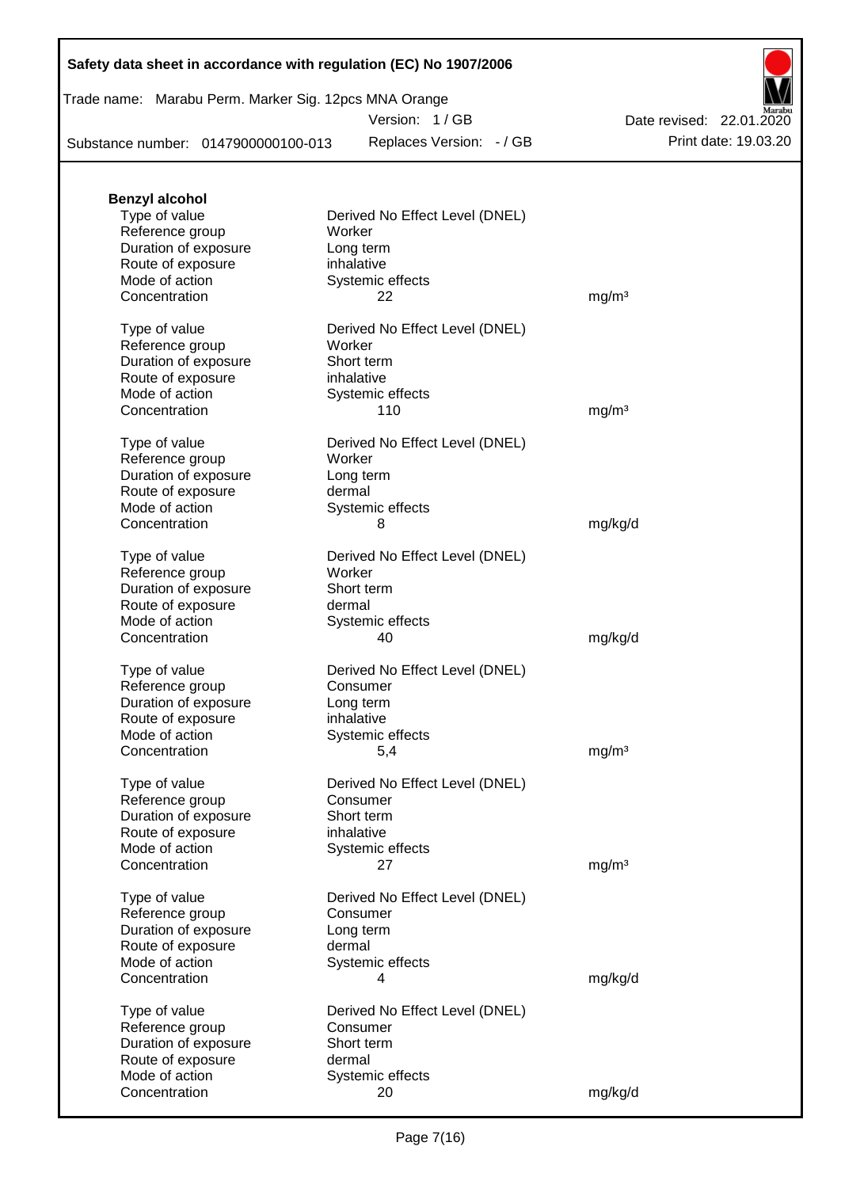**Benzyl alcohol**

| | | |
|---|---|---|
| Type of value | Derived No Effect Level (DNEL) | |
| Reference group | Worker | |
| Duration of exposure | Long term | |
| Route of exposure | inhalative | |
| Mode of action | Systemic effects | |
| Concentration | 22 | mg/m³ |

| | | |
|---|---|---|
| Type of value | Derived No Effect Level (DNEL) | |
| Reference group | Worker | |
| Duration of exposure | Short term | |
| Route of exposure | inhalative | |
| Mode of action | Systemic effects | |
| Concentration | 110 | mg/m³ |

| | | |
|---|---|---|
| Type of value | Derived No Effect Level (DNEL) | |
| Reference group | Worker | |
| Duration of exposure | Long term | |
| Route of exposure | dermal | |
| Mode of action | Systemic effects | |
| Concentration | 8 | mg/kg/d |

| | | |
|---|---|---|
| Type of value | Derived No Effect Level (DNEL) | |
| Reference group | Worker | |
| Duration of exposure | Short term | |
| Route of exposure | dermal | |
| Mode of action | Systemic effects | |
| Concentration | 40 | mg/kg/d |

| | | |
|---|---|---|
| Type of value | Derived No Effect Level (DNEL) | |
| Reference group | Consumer | |
| Duration of exposure | Long term | |
| Route of exposure | inhalative | |
| Mode of action | Systemic effects | |
| Concentration | 5,4 | mg/m³ |

| | | |
|---|---|---|
| Type of value | Derived No Effect Level (DNEL) | |
| Reference group | Consumer | |
| Duration of exposure | Short term | |
| Route of exposure | inhalative | |
| Mode of action | Systemic effects | |
| Concentration | 27 | mg/m³ |

| | | |
|---|---|---|
| Type of value | Derived No Effect Level (DNEL) | |
| Reference group | Consumer | |
| Duration of exposure | Long term | |
| Route of exposure | dermal | |
| Mode of action | Systemic effects | |
| Concentration | 4 | mg/kg/d |

| | | |
|---|---|---|
| Type of value | Derived No Effect Level (DNEL) | |
| Reference group | Consumer | |
| Duration of exposure | Short term | |
| Route of exposure | dermal | |
| Mode of action | Systemic effects | |
| Concentration | 20 | mg/kg/d |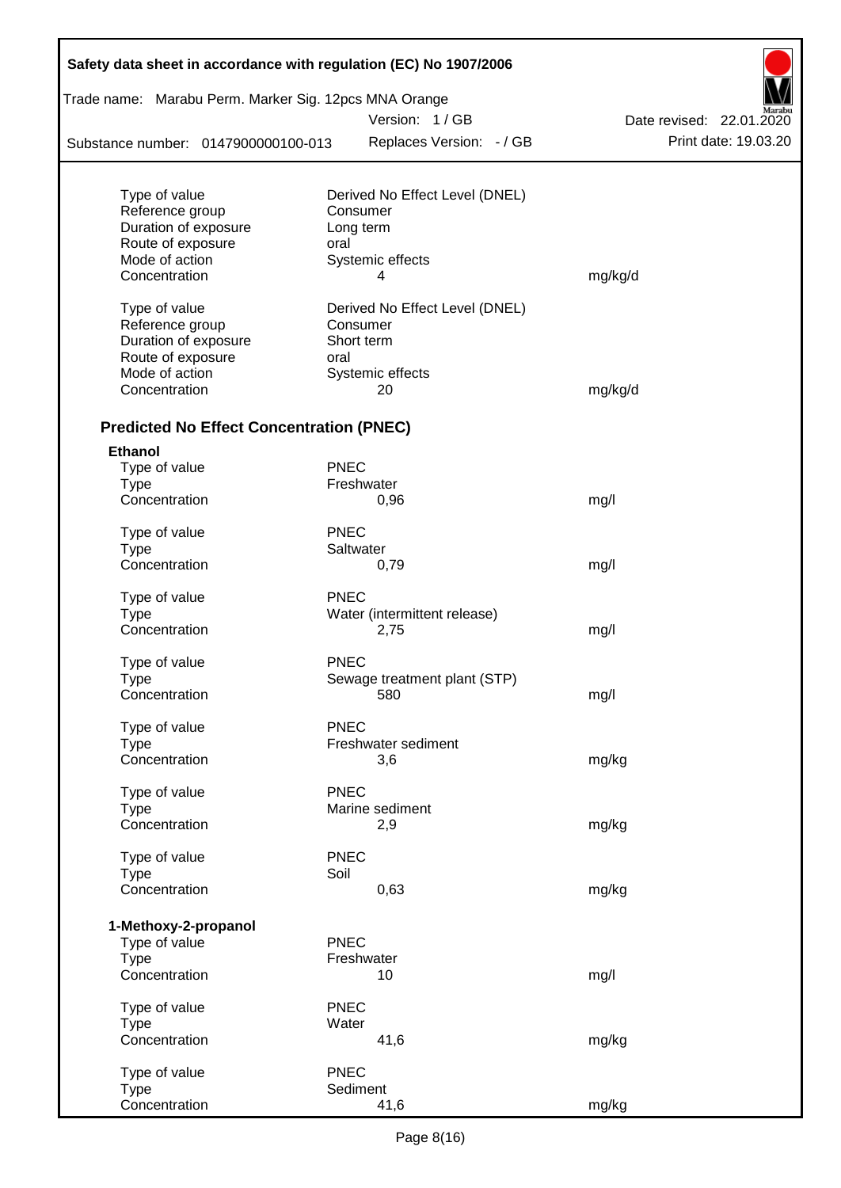| | | |
|---|---|---|
| Type of value | Derived No Effect Level (DNEL) | |
| Reference group | Consumer | |
| Duration of exposure | Long term | |
| Route of exposure | oral | |
| Mode of action | Systemic effects | |
| Concentration | 4 | mg/kg/d |

| | | |
|---|---|---|
| Type of value | Derived No Effect Level (DNEL) | |
| Reference group | Consumer | |
| Duration of exposure | Short term | |
| Route of exposure | oral | |
| Mode of action | Systemic effects | |
| Concentration | 20 | mg/kg/d |

### Predicted No Effect Concentration (PNEC)

**Ethanol**

| | | |
|---|---|---|
| Type of value | PNEC | |
| Type | Freshwater | |
| Concentration | 0,96 | mg/l |

| | | |
|---|---|---|
| Type of value | PNEC | |
| Type | Saltwater | |
| Concentration | 0,79 | mg/l |

| | | |
|---|---|---|
| Type of value | PNEC | |
| Type | Water (intermittent release) | |
| Concentration | 2,75 | mg/l |

| | | |
|---|---|---|
| Type of value | PNEC | |
| Type | Sewage treatment plant (STP) | |
| Concentration | 580 | mg/l |

| | | |
|---|---|---|
| Type of value | PNEC | |
| Type | Freshwater sediment | |
| Concentration | 3,6 | mg/kg |

| | | |
|---|---|---|
| Type of value | PNEC | |
| Type | Marine sediment | |
| Concentration | 2,9 | mg/kg |

| | | |
|---|---|---|
| Type of value | PNEC | |
| Type | Soil | |
| Concentration | 0,63 | mg/kg |

**1-Methoxy-2-propanol**

| | | |
|---|---|---|
| Type of value | PNEC | |
| Type | Freshwater | |
| Concentration | 10 | mg/l |

| | | |
|---|---|---|
| Type of value | PNEC | |
| Type | Water | |
| Concentration | 41,6 | mg/kg |

| | | |
|---|---|---|
| Type of value | PNEC | |
| Type | Sediment | |
| Concentration | 41,6 | mg/kg |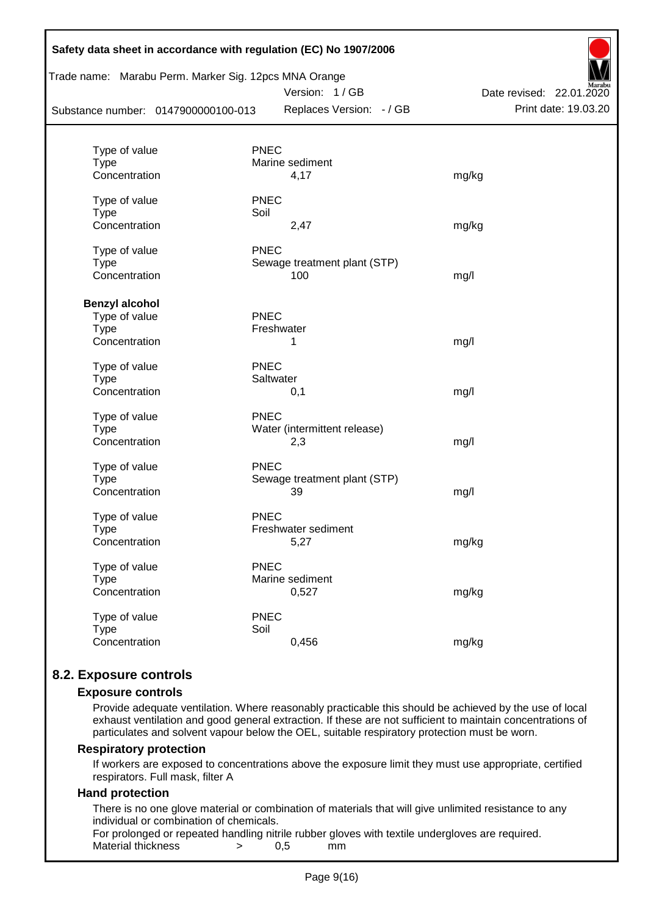| | | |
|---|---|---|
| Type of value | PNEC | |
| Type | Marine sediment | |
| Concentration | 4,17 | mg/kg |
| | | |
| Type of value | PNEC | |
| Type | Soil | |
| Concentration | 2,47 | mg/kg |
| | | |
| Type of value | PNEC | |
| Type | Sewage treatment plant (STP) | |
| Concentration | 100 | mg/l |

**Benzyl alcohol**

| | | |
|---|---|---|
| Type of value | PNEC | |
| Type | Freshwater | |
| Concentration | 1 | mg/l |
| | | |
| Type of value | PNEC | |
| Type | Saltwater | |
| Concentration | 0,1 | mg/l |
| | | |
| Type of value | PNEC | |
| Type | Water (intermittent release) | |
| Concentration | 2,3 | mg/l |
| | | |
| Type of value | PNEC | |
| Type | Sewage treatment plant (STP) | |
| Concentration | 39 | mg/l |
| | | |
| Type of value | PNEC | |
| Type | Freshwater sediment | |
| Concentration | 5,27 | mg/kg |
| | | |
| Type of value | PNEC | |
| Type | Marine sediment | |
| Concentration | 0,527 | mg/kg |
| | | |
| Type of value | PNEC | |
| Type | Soil | |
| Concentration | 0,456 | mg/kg |

## 8.2. Exposure controls

### Exposure controls

Provide adequate ventilation. Where reasonably practicable this should be achieved by the use of local exhaust ventilation and good general extraction. If these are not sufficient to maintain concentrations of particulates and solvent vapour below the OEL, suitable respiratory protection must be worn.

### Respiratory protection

If workers are exposed to concentrations above the exposure limit they must use appropriate, certified respirators. Full mask, filter A

### Hand protection

There is no one glove material or combination of materials that will give unlimited resistance to any individual or combination of chemicals.

For prolonged or repeated handling nitrile rubber gloves with textile undergloves are required.

Material thickness > 0,5 mm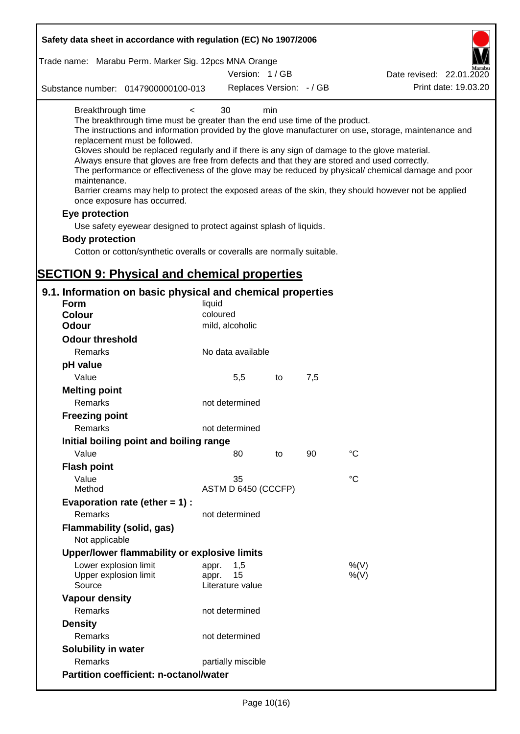Breakthrough time < 30 min

The breakthrough time must be greater than the end use time of the product.

The instructions and information provided by the glove manufacturer on use, storage, maintenance and replacement must be followed.

Gloves should be replaced regularly and if there is any sign of damage to the glove material.

Always ensure that gloves are free from defects and that they are stored and used correctly.

The performance or effectiveness of the glove may be reduced by physical/ chemical damage and poor maintenance.

Barrier creams may help to protect the exposed areas of the skin, they should however not be applied once exposure has occurred.

**Eye protection**

Use safety eyewear designed to protect against splash of liquids.

**Body protection**

Cotton or cotton/synthetic overalls or coveralls are normally suitable.

# SECTION 9: Physical and chemical properties

## 9.1. Information on basic physical and chemical properties

| | | | | |
|---|---|---|---|---|
| **Form** | liquid | | | |
| **Colour** | coloured | | | |
| **Odour** | mild, alcoholic | | | |
| **Odour threshold** | | | | |
| Remarks | No data available | | | |
| **pH value** | | | | |
| Value | 5,5 | to | 7,5 | |
| **Melting point** | | | | |
| Remarks | not determined | | | |
| **Freezing point** | | | | |
| Remarks | not determined | | | |
| **Initial boiling point and boiling range** | | | | |
| Value | 80 | to | 90 | °C |
| **Flash point** | | | | |
| Value | 35 | | | °C |
| Method | ASTM D 6450 (CCCFP) | | | |
| **Evaporation rate (ether = 1) :** | | | | |
| Remarks | not determined | | | |
| **Flammability (solid, gas)** | | | | |
| Not applicable | | | | |
| **Upper/lower flammability or explosive limits** | | | | |
| Lower explosion limit | appr. 1,5 | | | %(V) |
| Upper explosion limit | appr. 15 | | | %(V) |
| Source | Literature value | | | |
| **Vapour density** | | | | |
| Remarks | not determined | | | |
| **Density** | | | | |
| Remarks | not determined | | | |
| **Solubility in water** | | | | |
| Remarks | partially miscible | | | |
| **Partition coefficient: n-octanol/water** | | | | |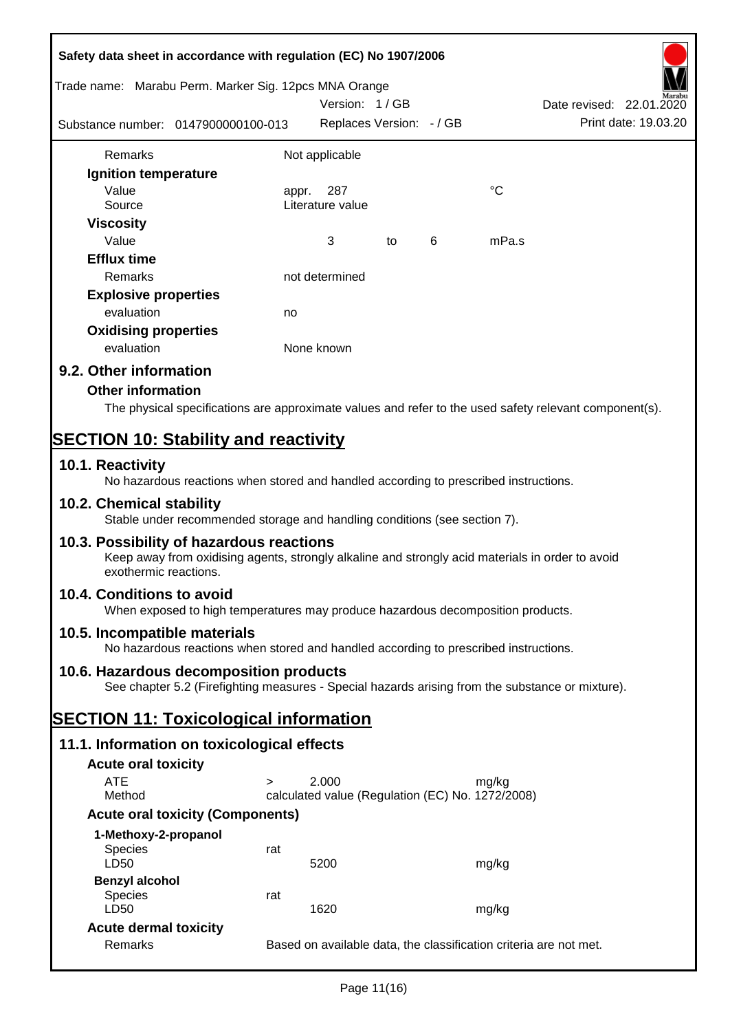| | | | | | |
|---|---|---|---|---|---|
| Remarks | Not applicable | | | | |
| **Ignition temperature** | | | | | |
| Value | appr. | 287 | | | °C |
| Source | Literature value | | | | |
| **Viscosity** | | | | | |
| Value | | 3 | to | 6 | mPa.s |
| **Efflux time** | | | | | |
| Remarks | not determined | | | | |
| **Explosive properties** | | | | | |
| evaluation | no | | | | |
| **Oxidising properties** | | | | | |
| evaluation | None known | | | | |

## 9.2. Other information

### Other information

The physical specifications are approximate values and refer to the used safety relevant component(s).

# SECTION 10: Stability and reactivity

## 10.1. Reactivity

No hazardous reactions when stored and handled according to prescribed instructions.

## 10.2. Chemical stability

Stable under recommended storage and handling conditions (see section 7).

## 10.3. Possibility of hazardous reactions

Keep away from oxidising agents, strongly alkaline and strongly acid materials in order to avoid exothermic reactions.

## 10.4. Conditions to avoid

When exposed to high temperatures may produce hazardous decomposition products.

## 10.5. Incompatible materials

No hazardous reactions when stored and handled according to prescribed instructions.

## 10.6. Hazardous decomposition products

See chapter 5.2 (Firefighting measures - Special hazards arising from the substance or mixture).

# SECTION 11: Toxicological information

## 11.1. Information on toxicological effects

### Acute oral toxicity

| | | | |
|---|---|---|---|
| ATE | > | 2.000 | mg/kg |
| Method | calculated value (Regulation (EC) No. 1272/2008) | | |

### Acute oral toxicity (Components)

| | | | |
|---|---|---|---|
| **1-Methoxy-2-propanol** | | | |
| Species | rat | | |
| LD50 | | 5200 | mg/kg |
| **Benzyl alcohol** | | | |
| Species | rat | | |
| LD50 | | 1620 | mg/kg |

### Acute dermal toxicity

| | |
|---|---|
| Remarks | Based on available data, the classification criteria are not met. |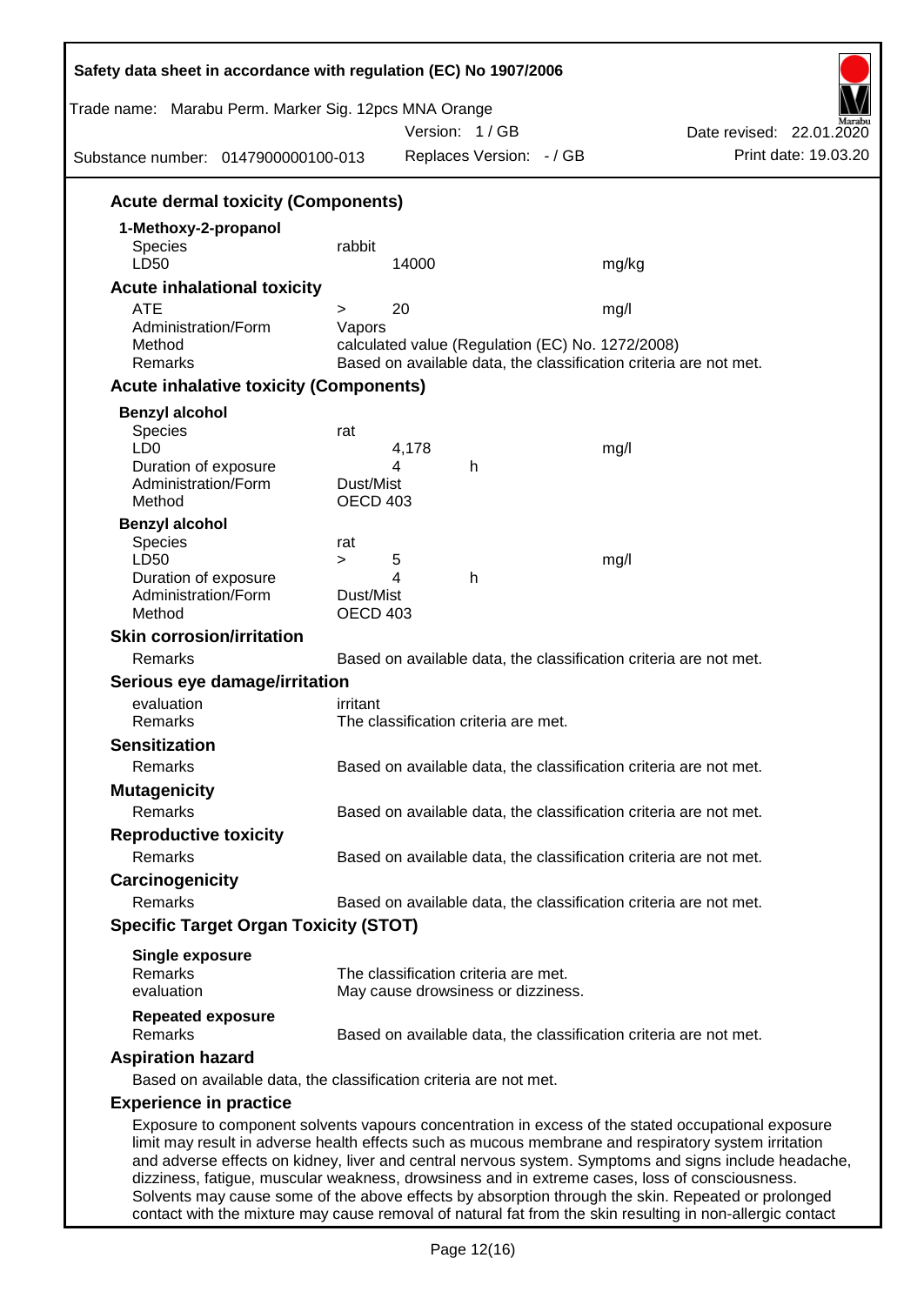### Acute dermal toxicity (Components)

**1-Methoxy-2-propanol**

| | | | |
|---|---|---|---|
| Species | rabbit | | |
| LD50 | 14000 | | mg/kg |

### Acute inhalational toxicity

| | | | |
|---|---|---|---|
| ATE | > | 20 | mg/l |
| Administration/Form | Vapors | | |
| Method | calculated value (Regulation (EC) No. 1272/2008) | | |
| Remarks | Based on available data, the classification criteria are not met. | | |

### Acute inhalative toxicity (Components)

**Benzyl alcohol**

| | | | |
|---|---|---|---|
| Species | rat | | |
| LD0 | 4,178 | | mg/l |
| Duration of exposure | 4 | h | |
| Administration/Form | Dust/Mist | | |
| Method | OECD 403 | | |

**Benzyl alcohol**

| | | | | |
|---|---|---|---|---|
| Species | rat | | | |
| LD50 | > | 5 | | mg/l |
| Duration of exposure | | 4 | h | |
| Administration/Form | Dust/Mist | | | |
| Method | OECD 403 | | | |

### Skin corrosion/irritation

Remarks: Based on available data, the classification criteria are not met.

### Serious eye damage/irritation

evaluation: irritant
Remarks: The classification criteria are met.

### Sensitization

Remarks: Based on available data, the classification criteria are not met.

### Mutagenicity

Remarks: Based on available data, the classification criteria are not met.

### Reproductive toxicity

Remarks: Based on available data, the classification criteria are not met.

### Carcinogenicity

Remarks: Based on available data, the classification criteria are not met.

### Specific Target Organ Toxicity (STOT)

**Single exposure**

Remarks: The classification criteria are met.
evaluation: May cause drowsiness or dizziness.

**Repeated exposure**

Remarks: Based on available data, the classification criteria are not met.

### Aspiration hazard

Based on available data, the classification criteria are not met.

### Experience in practice

Exposure to component solvents vapours concentration in excess of the stated occupational exposure limit may result in adverse health effects such as mucous membrane and respiratory system irritation and adverse effects on kidney, liver and central nervous system. Symptoms and signs include headache, dizziness, fatigue, muscular weakness, drowsiness and in extreme cases, loss of consciousness. Solvents may cause some of the above effects by absorption through the skin. Repeated or prolonged contact with the mixture may cause removal of natural fat from the skin resulting in non-allergic contact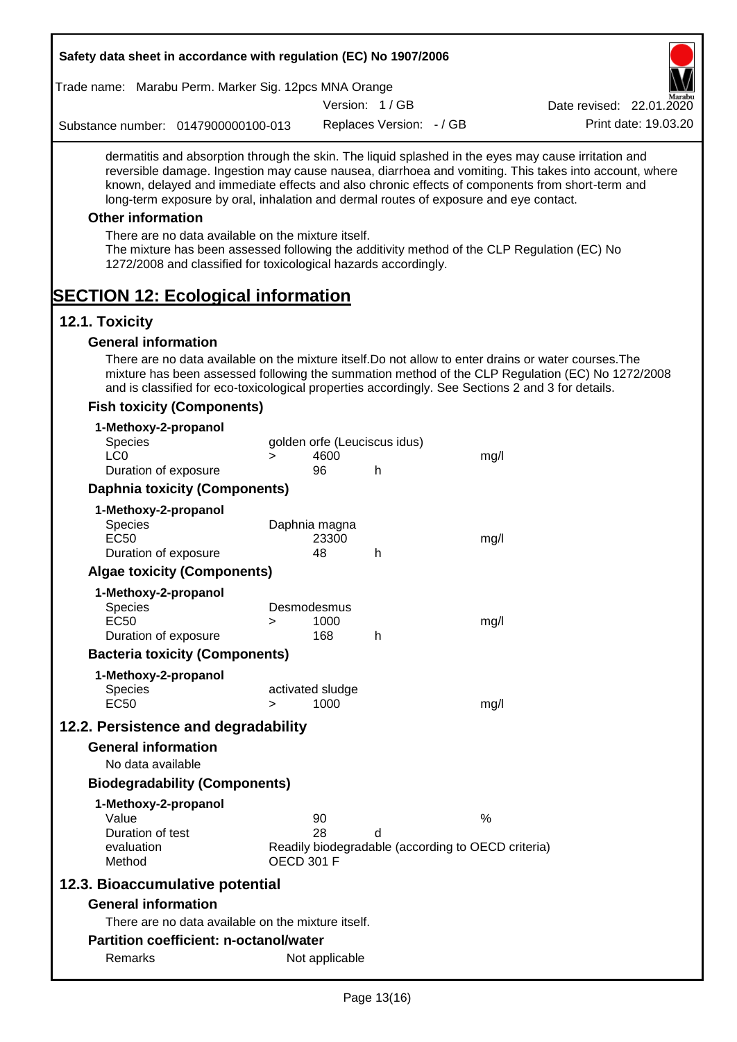dermatitis and absorption through the skin. The liquid splashed in the eyes may cause irritation and reversible damage. Ingestion may cause nausea, diarrhoea and vomiting. This takes into account, where known, delayed and immediate effects and also chronic effects of components from short-term and long-term exposure by oral, inhalation and dermal routes of exposure and eye contact.

### Other information

There are no data available on the mixture itself.
The mixture has been assessed following the additivity method of the CLP Regulation (EC) No 1272/2008 and classified for toxicological hazards accordingly.

# SECTION 12: Ecological information

## 12.1. Toxicity

### General information

There are no data available on the mixture itself.Do not allow to enter drains or water courses.The mixture has been assessed following the summation method of the CLP Regulation (EC) No 1272/2008 and is classified for eco-toxicological properties accordingly. See Sections 2 and 3 for details.

### Fish toxicity (Components)

**1-Methoxy-2-propanol**

| | | | | |
|---|---|---|---|---|
| Species | golden orfe (Leuciscus idus) | | | |
| LC0 | > | 4600 | | mg/l |
| Duration of exposure | | 96 | h | |

### Daphnia toxicity (Components)

**1-Methoxy-2-propanol**

| | | | | |
|---|---|---|---|---|
| Species | Daphnia magna | | | |
| EC50 | | 23300 | | mg/l |
| Duration of exposure | | 48 | h | |

### Algae toxicity (Components)

**1-Methoxy-2-propanol**

| | | | | |
|---|---|---|---|---|
| Species | Desmodesmus | | | |
| EC50 | > | 1000 | | mg/l |
| Duration of exposure | | 168 | h | |

### Bacteria toxicity (Components)

**1-Methoxy-2-propanol**

| | | | | |
|---|---|---|---|---|
| Species | activated sludge | | | |
| EC50 | > | 1000 | | mg/l |

## 12.2. Persistence and degradability

### General information

No data available

### Biodegradability (Components)

**1-Methoxy-2-propanol**

| | | | |
|---|---|---|---|
| Value | 90 | | % |
| Duration of test | 28 | d | |
| evaluation | Readily biodegradable (according to OECD criteria) | | |
| Method | OECD 301 F | | |

## 12.3. Bioaccumulative potential

### General information

There are no data available on the mixture itself.

### Partition coefficient: n-octanol/water

| | |
|---|---|
| Remarks | Not applicable |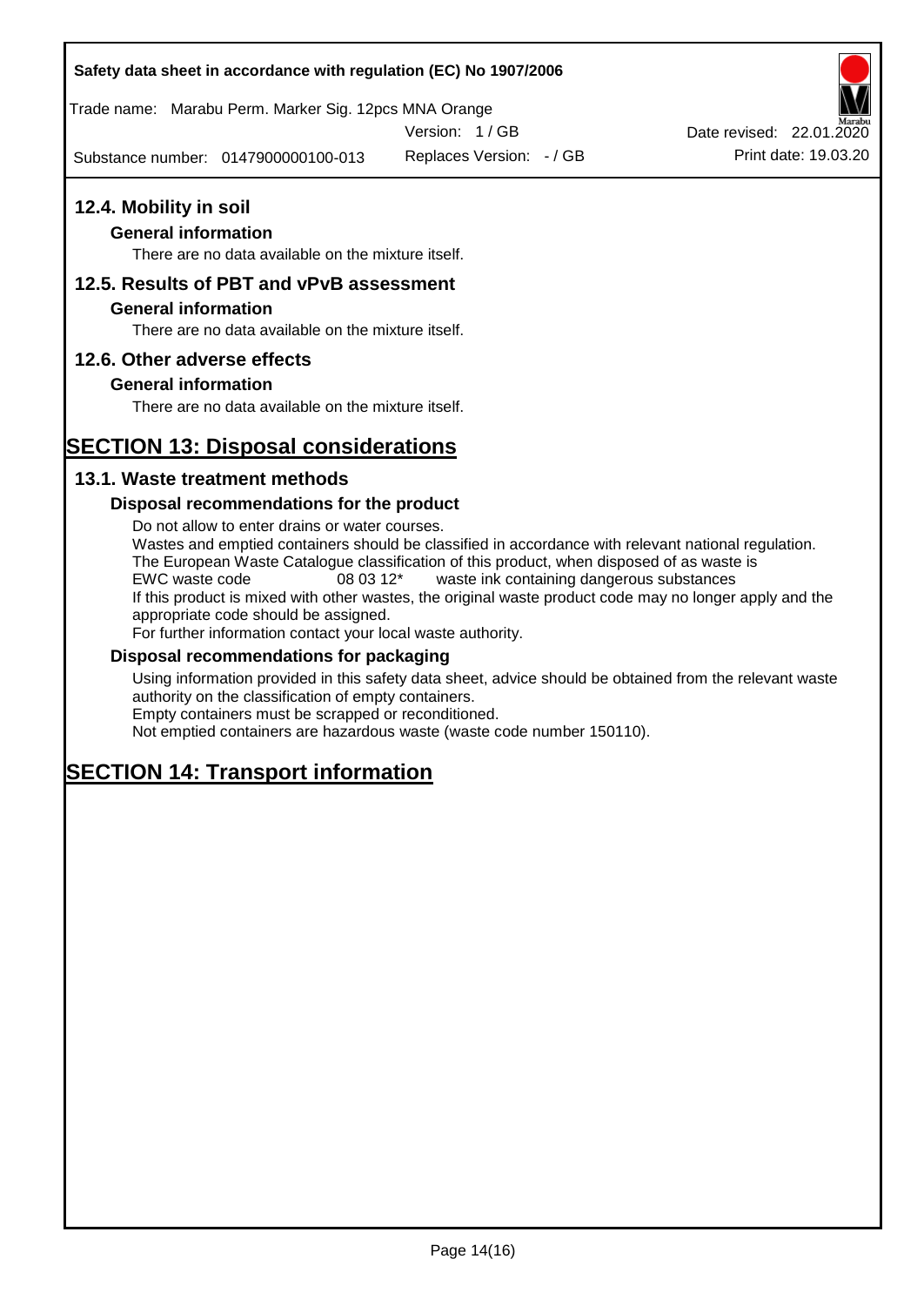## 12.4. Mobility in soil

### General information

There are no data available on the mixture itself.

## 12.5. Results of PBT and vPvB assessment

### General information

There are no data available on the mixture itself.

## 12.6. Other adverse effects

### General information

There are no data available on the mixture itself.

# SECTION 13: Disposal considerations

## 13.1. Waste treatment methods

### Disposal recommendations for the product

Do not allow to enter drains or water courses.
Wastes and emptied containers should be classified in accordance with relevant national regulation.
The European Waste Catalogue classification of this product, when disposed of as waste is
EWC waste code 08 03 12* waste ink containing dangerous substances
If this product is mixed with other wastes, the original waste product code may no longer apply and the appropriate code should be assigned.
For further information contact your local waste authority.

### Disposal recommendations for packaging

Using information provided in this safety data sheet, advice should be obtained from the relevant waste authority on the classification of empty containers.
Empty containers must be scrapped or reconditioned.
Not emptied containers are hazardous waste (waste code number 150110).

# SECTION 14: Transport information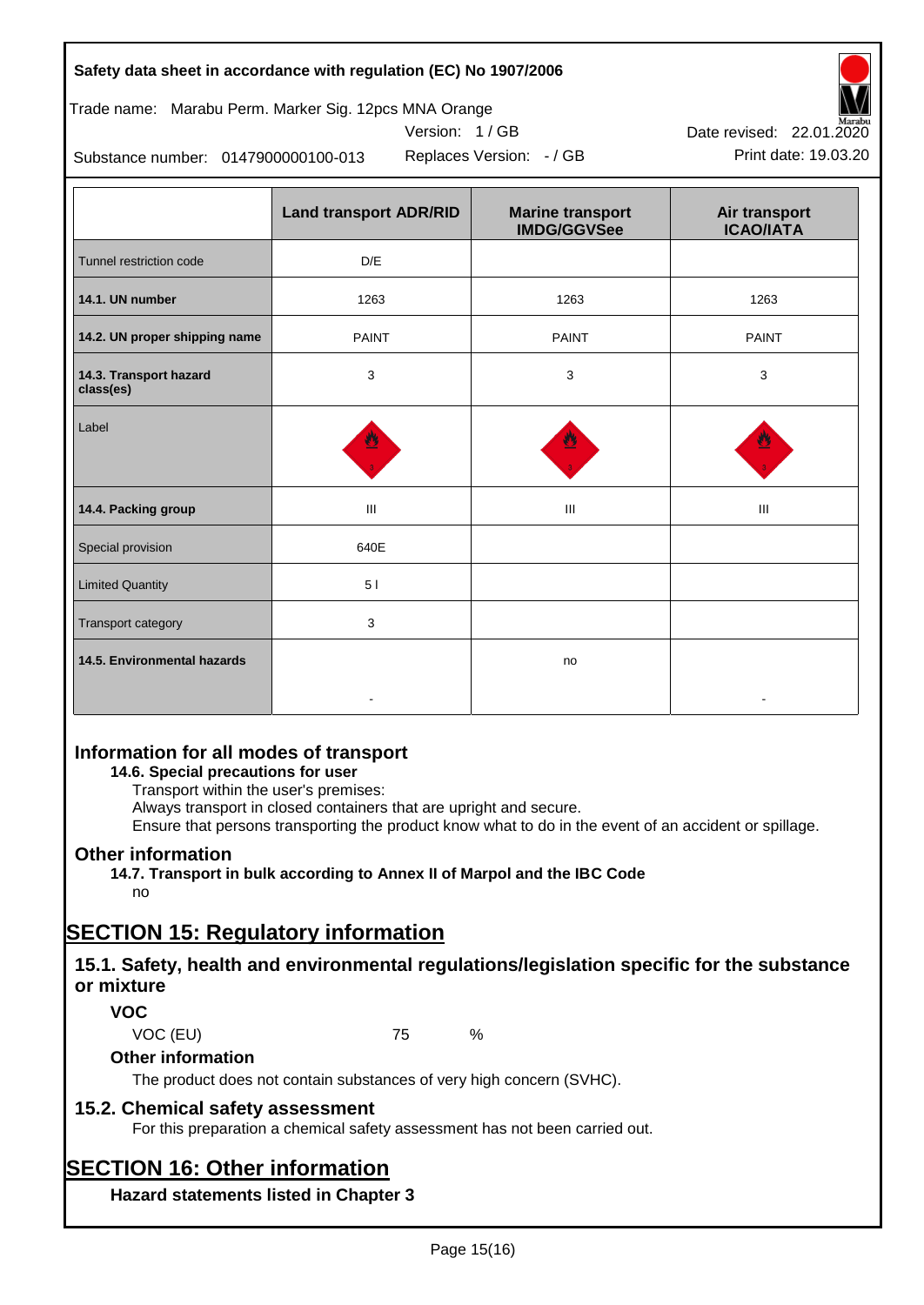| | Land transport ADR/RID | Marine transport IMDG/GGVSee | Air transport ICAO/IATA |
|---|---|---|---|
| Tunnel restriction code | D/E | | |
| **14.1. UN number** | 1263 | 1263 | 1263 |
| **14.2. UN proper shipping name** | PAINT | PAINT | PAINT |
| **14.3. Transport hazard class(es)** | 3 | 3 | 3 |
| Label | | | |
| **14.4. Packing group** | III | III | III |
| Special provision | 640E | | |
| Limited Quantity | 5 l | | |
| Transport category | 3 | | |
| **14.5. Environmental hazards** | - | no | - |

## Information for all modes of transport

**14.6. Special precautions for user**

Transport within the user's premises:
Always transport in closed containers that are upright and secure.
Ensure that persons transporting the product know what to do in the event of an accident or spillage.

## Other information

**14.7. Transport in bulk according to Annex II of Marpol and the IBC Code**

no

# SECTION 15: Regulatory information

## 15.1. Safety, health and environmental regulations/legislation specific for the substance or mixture

### VOC

VOC (EU) 75 %

### Other information

The product does not contain substances of very high concern (SVHC).

## 15.2. Chemical safety assessment

For this preparation a chemical safety assessment has not been carried out.

# SECTION 16: Other information

### Hazard statements listed in Chapter 3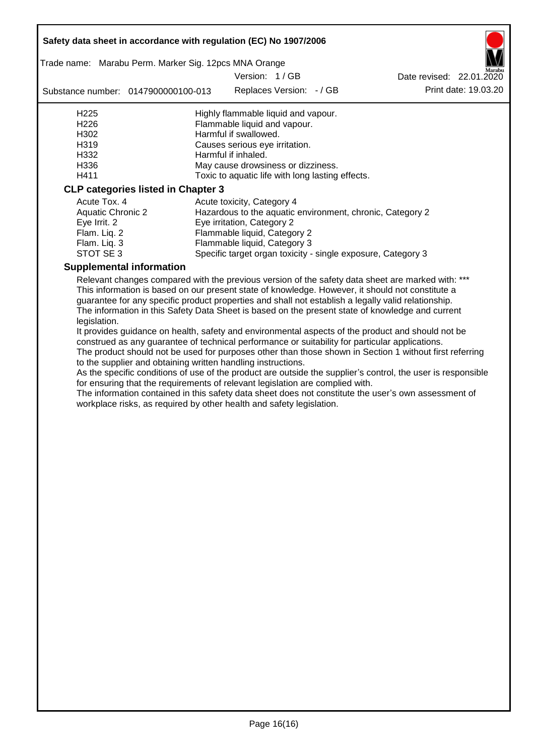| | |
|---|---|
| H225 | Highly flammable liquid and vapour. |
| H226 | Flammable liquid and vapour. |
| H302 | Harmful if swallowed. |
| H319 | Causes serious eye irritation. |
| H332 | Harmful if inhaled. |
| H336 | May cause drowsiness or dizziness. |
| H411 | Toxic to aquatic life with long lasting effects. |

### CLP categories listed in Chapter 3

| | |
|---|---|
| Acute Tox. 4 | Acute toxicity, Category 4 |
| Aquatic Chronic 2 | Hazardous to the aquatic environment, chronic, Category 2 |
| Eye Irrit. 2 | Eye irritation, Category 2 |
| Flam. Liq. 2 | Flammable liquid, Category 2 |
| Flam. Liq. 3 | Flammable liquid, Category 3 |
| STOT SE 3 | Specific target organ toxicity - single exposure, Category 3 |

### Supplemental information

Relevant changes compared with the previous version of the safety data sheet are marked with: ***
This information is based on our present state of knowledge. However, it should not constitute a guarantee for any specific product properties and shall not establish a legally valid relationship.
The information in this Safety Data Sheet is based on the present state of knowledge and current legislation.
It provides guidance on health, safety and environmental aspects of the product and should not be construed as any guarantee of technical performance or suitability for particular applications.
The product should not be used for purposes other than those shown in Section 1 without first referring to the supplier and obtaining written handling instructions.
As the specific conditions of use of the product are outside the supplier's control, the user is responsible for ensuring that the requirements of relevant legislation are complied with.
The information contained in this safety data sheet does not constitute the user's own assessment of workplace risks, as required by other health and safety legislation.